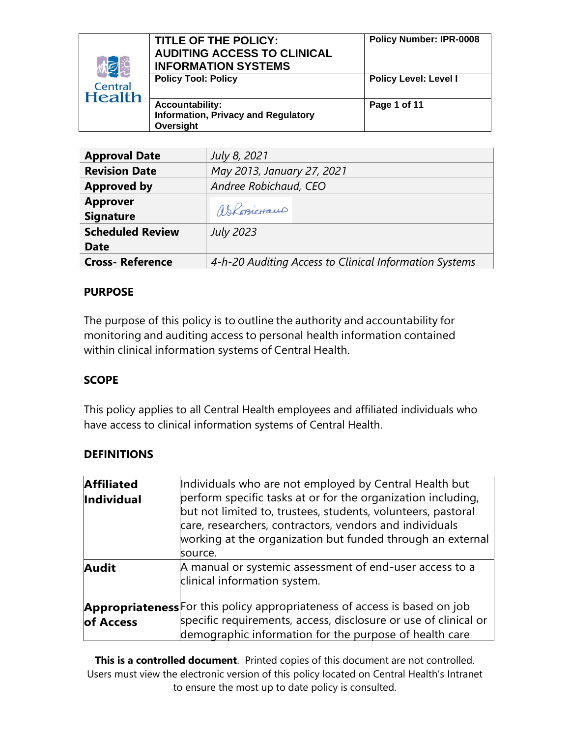| Central Health | TITLE OF THE POLICY: AUDITING ACCESS TO CLINICAL INFORMATION SYSTEMS | Policy Number: IPR-0008 |
| --- | --- | --- |
| | Policy Tool: Policy | Policy Level: Level I |
| | Accountability: Information, Privacy and Regulatory Oversight | |

| **Approval Date** | *July 8, 2021* |
| --- | --- |
| **Revision Date** | *May 2013, January 27, 2021* |
| **Approved by** | *Andree Robichaud, CEO* |
| **Approver Signature** | ASRobichaud |
| **Scheduled Review Date** | *July 2023* |
| **Cross- Reference** | *4-h-20 Auditing Access to Clinical Information Systems* |

## PURPOSE

The purpose of this policy is to outline the authority and accountability for monitoring and auditing access to personal health information contained within clinical information systems of Central Health.

## SCOPE

This policy applies to all Central Health employees and affiliated individuals who have access to clinical information systems of Central Health.

## DEFINITIONS

| | |
| --- | --- |
| **Affiliated Individual** | Individuals who are not employed by Central Health but perform specific tasks at or for the organization including, but not limited to, trustees, students, volunteers, pastoral care, researchers, contractors, vendors and individuals working at the organization but funded through an external source. |
| **Audit** | A manual or systemic assessment of end-user access to a clinical information system. |
| **Appropriateness of Access** | For this policy appropriateness of access is based on job specific requirements, access, disclosure or use of clinical or demographic information for the purpose of health care |

**This is a controlled document**. Printed copies of this document are not controlled. Users must view the electronic version of this policy located on Central Health's Intranet to ensure the most up to date policy is consulted.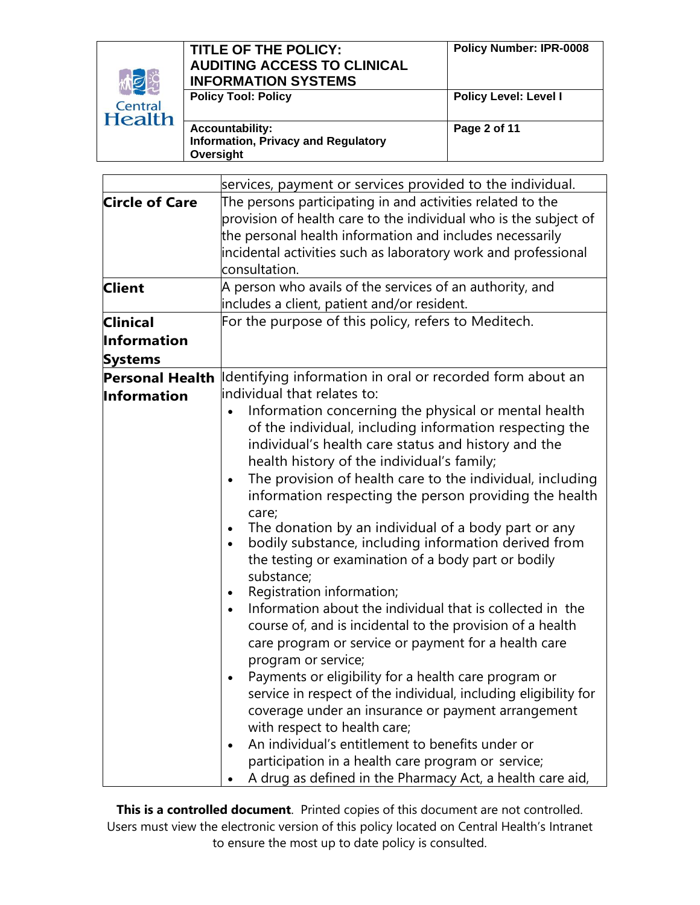| | |
|---|---|
| | services, payment or services provided to the individual. |
| **Circle of Care** | The persons participating in and activities related to the provision of health care to the individual who is the subject of the personal health information and includes necessarily incidental activities such as laboratory work and professional consultation. |
| **Client** | A person who avails of the services of an authority, and includes a client, patient and/or resident. |
| **Clinical Information Systems** | For the purpose of this policy, refers to Meditech. |
| **Personal Health Information** | Identifying information in oral or recorded form about an individual that relates to:<br>• Information concerning the physical or mental health of the individual, including information respecting the individual's health care status and history and the health history of the individual's family;<br>• The provision of health care to the individual, including information respecting the person providing the health care;<br>• The donation by an individual of a body part or any<br>• bodily substance, including information derived from the testing or examination of a body part or bodily substance;<br>• Registration information;<br>• Information about the individual that is collected in the course of, and is incidental to the provision of a health care program or service or payment for a health care program or service;<br>• Payments or eligibility for a health care program or service in respect of the individual, including eligibility for coverage under an insurance or payment arrangement with respect to health care;<br>• An individual's entitlement to benefits under or participation in a health care program or service;<br>• A drug as defined in the Pharmacy Act, a health care aid, |

**This is a controlled document**. Printed copies of this document are not controlled. Users must view the electronic version of this policy located on Central Health's Intranet to ensure the most up to date policy is consulted.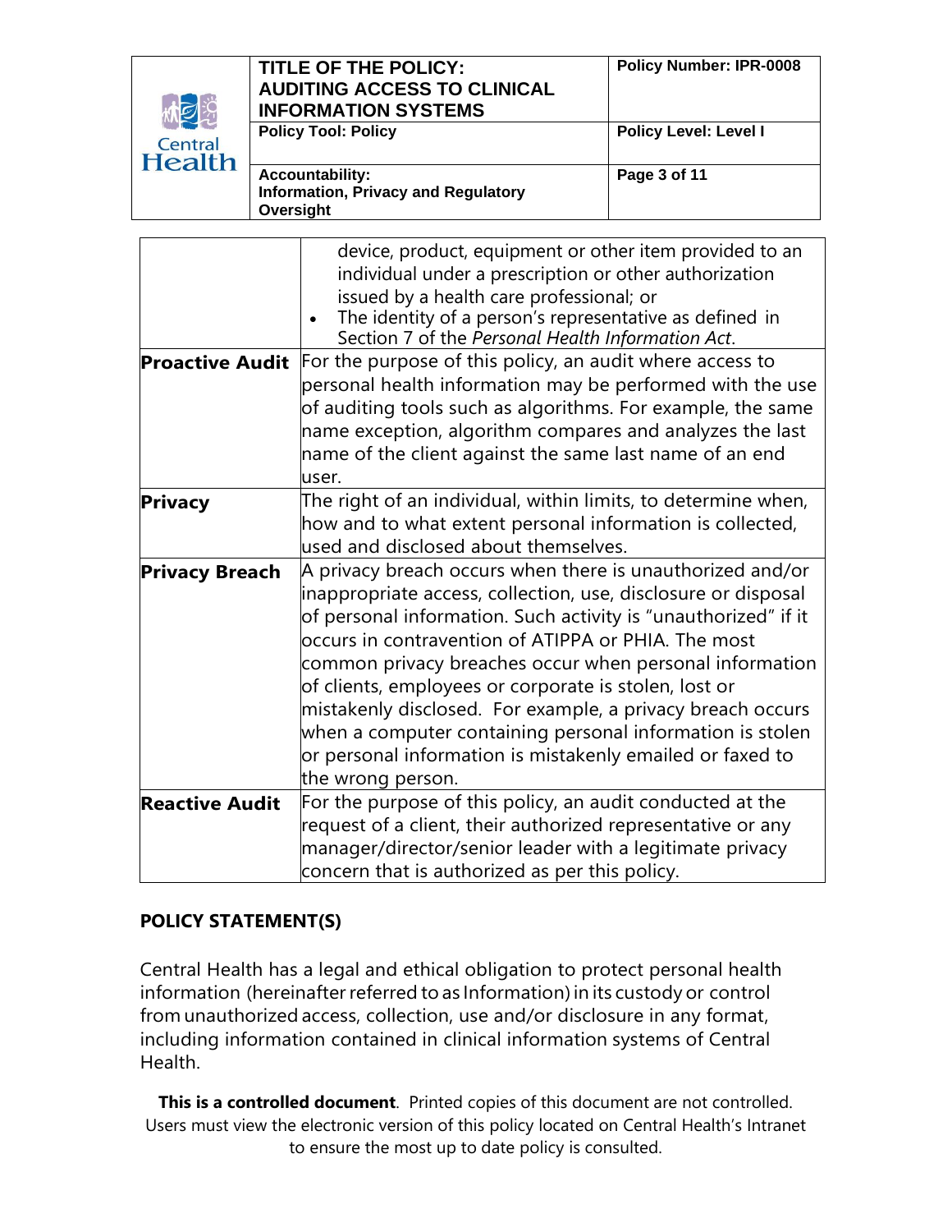| | |
|---|---|
| | device, product, equipment or other item provided to an individual under a prescription or other authorization issued by a health care professional; or<br>• The identity of a person's representative as defined in Section 7 of the *Personal Health Information Act*. |
| **Proactive Audit** | For the purpose of this policy, an audit where access to personal health information may be performed with the use of auditing tools such as algorithms. For example, the same name exception, algorithm compares and analyzes the last name of the client against the same last name of an end user. |
| **Privacy** | The right of an individual, within limits, to determine when, how and to what extent personal information is collected, used and disclosed about themselves. |
| **Privacy Breach** | A privacy breach occurs when there is unauthorized and/or inappropriate access, collection, use, disclosure or disposal of personal information. Such activity is "unauthorized" if it occurs in contravention of ATIPPA or PHIA. The most common privacy breaches occur when personal information of clients, employees or corporate is stolen, lost or mistakenly disclosed. For example, a privacy breach occurs when a computer containing personal information is stolen or personal information is mistakenly emailed or faxed to the wrong person. |
| **Reactive Audit** | For the purpose of this policy, an audit conducted at the request of a client, their authorized representative or any manager/director/senior leader with a legitimate privacy concern that is authorized as per this policy. |

## POLICY STATEMENT(S)

Central Health has a legal and ethical obligation to protect personal health information (hereinafter referred to as Information) in its custody or control from unauthorized access, collection, use and/or disclosure in any format, including information contained in clinical information systems of Central Health.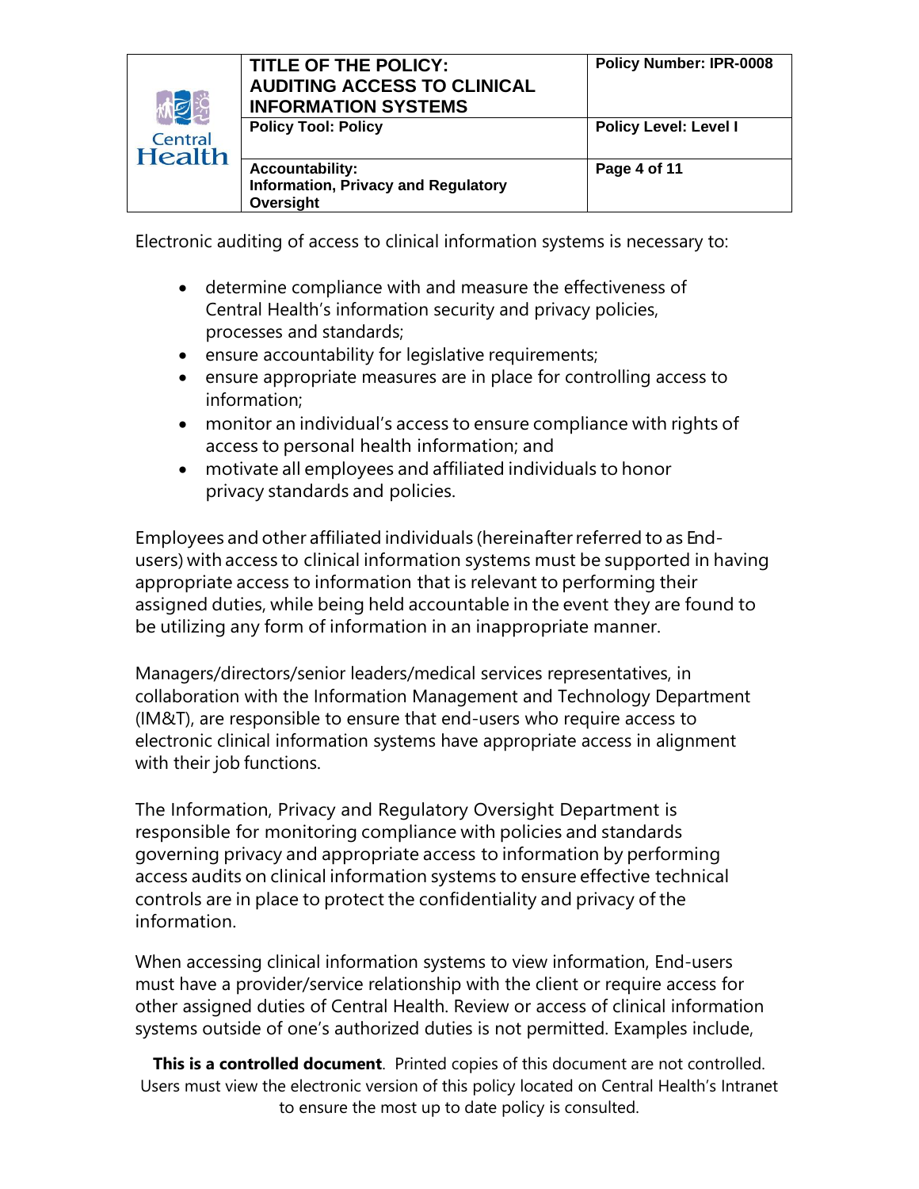Electronic auditing of access to clinical information systems is necessary to:

- determine compliance with and measure the effectiveness of Central Health's information security and privacy policies, processes and standards;
- ensure accountability for legislative requirements;
- ensure appropriate measures are in place for controlling access to information;
- monitor an individual's access to ensure compliance with rights of access to personal health information; and
- motivate all employees and affiliated individuals to honor privacy standards and policies.

Employees and other affiliated individuals (hereinafter referred to as End-users) with access to clinical information systems must be supported in having appropriate access to information that is relevant to performing their assigned duties, while being held accountable in the event they are found to be utilizing any form of information in an inappropriate manner.

Managers/directors/senior leaders/medical services representatives, in collaboration with the Information Management and Technology Department (IM&T), are responsible to ensure that end-users who require access to electronic clinical information systems have appropriate access in alignment with their job functions.

The Information, Privacy and Regulatory Oversight Department is responsible for monitoring compliance with policies and standards governing privacy and appropriate access to information by performing access audits on clinical information systems to ensure effective technical controls are in place to protect the confidentiality and privacy of the information.

When accessing clinical information systems to view information, End-users must have a provider/service relationship with the client or require access for other assigned duties of Central Health. Review or access of clinical information systems outside of one's authorized duties is not permitted. Examples include,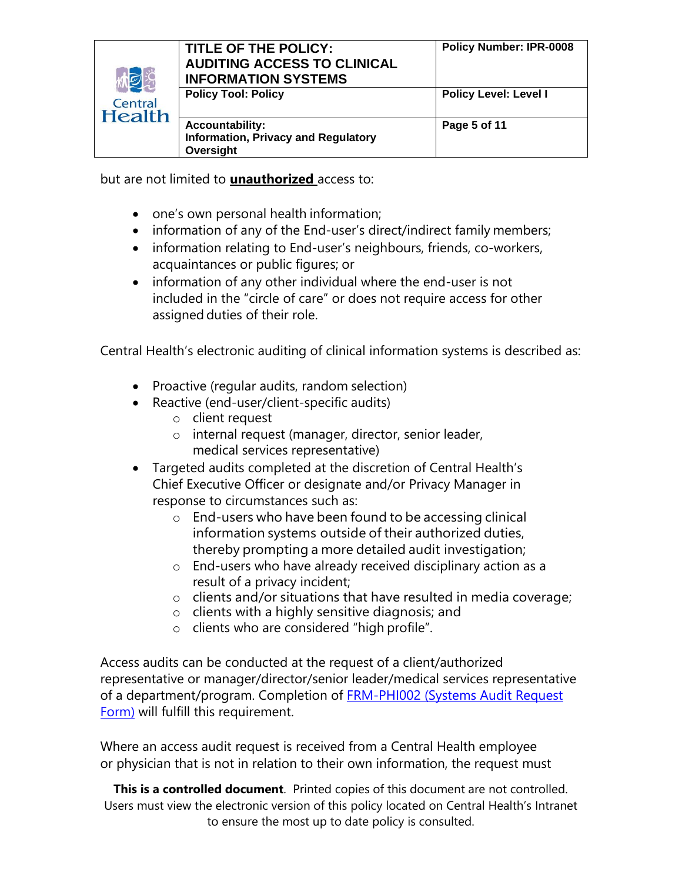but are not limited to **<u>unauthorized</u>** access to:

- one's own personal health information;
- information of any of the End-user's direct/indirect family members;
- information relating to End-user's neighbours, friends, co-workers, acquaintances or public figures; or
- information of any other individual where the end-user is not included in the "circle of care" or does not require access for other assigned duties of their role.

Central Health's electronic auditing of clinical information systems is described as:

- Proactive (regular audits, random selection)
- Reactive (end-user/client-specific audits)
  - client request
  - internal request (manager, director, senior leader, medical services representative)
- Targeted audits completed at the discretion of Central Health's Chief Executive Officer or designate and/or Privacy Manager in response to circumstances such as:
  - End-users who have been found to be accessing clinical information systems outside of their authorized duties, thereby prompting a more detailed audit investigation;
  - End-users who have already received disciplinary action as a result of a privacy incident;
  - clients and/or situations that have resulted in media coverage;
  - clients with a highly sensitive diagnosis; and
  - clients who are considered "high profile".

Access audits can be conducted at the request of a client/authorized representative or manager/director/senior leader/medical services representative of a department/program. Completion of [FRM-PHI002 (Systems Audit Request Form)]() will fulfill this requirement.

Where an access audit request is received from a Central Health employee or physician that is not in relation to their own information, the request must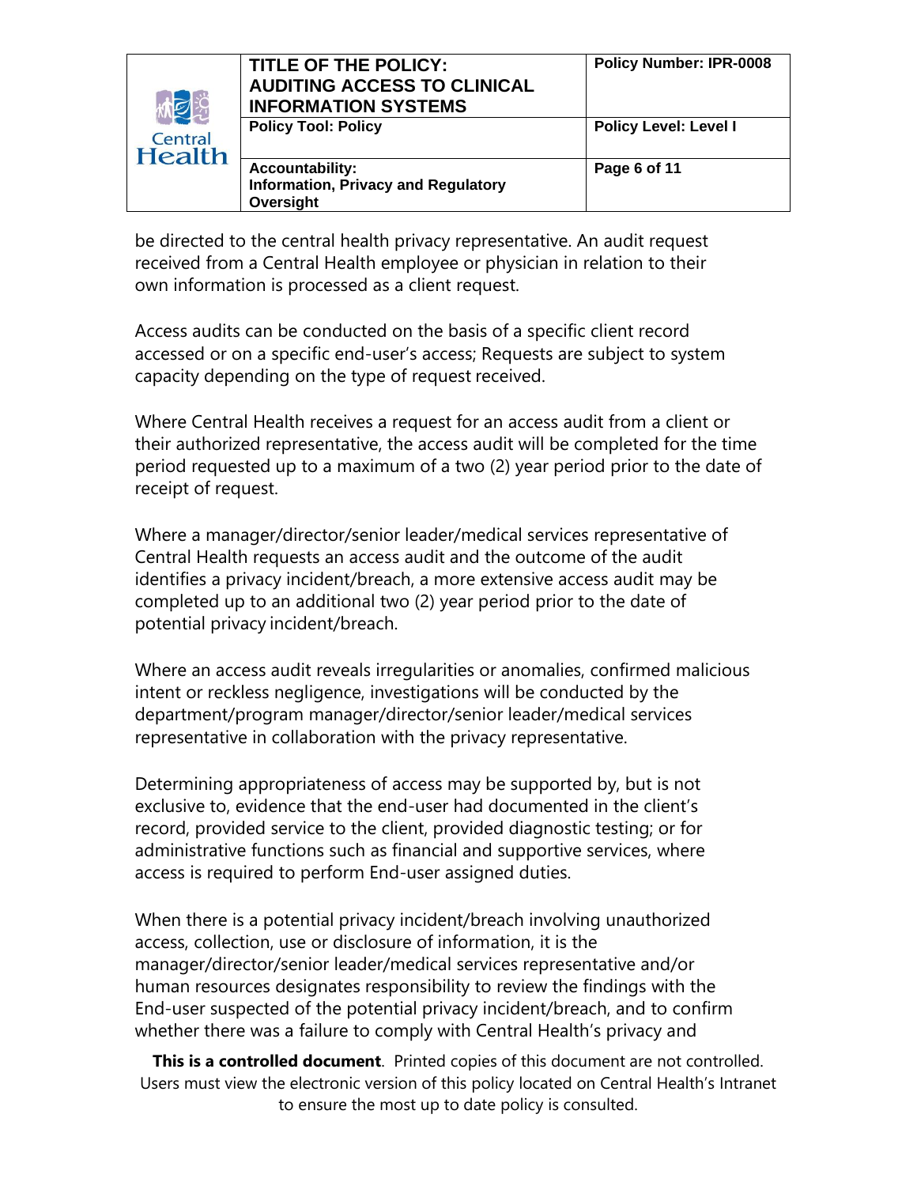be directed to the central health privacy representative. An audit request received from a Central Health employee or physician in relation to their own information is processed as a client request.

Access audits can be conducted on the basis of a specific client record accessed or on a specific end-user's access; Requests are subject to system capacity depending on the type of request received.

Where Central Health receives a request for an access audit from a client or their authorized representative, the access audit will be completed for the time period requested up to a maximum of a two (2) year period prior to the date of receipt of request.

Where a manager/director/senior leader/medical services representative of Central Health requests an access audit and the outcome of the audit identifies a privacy incident/breach, a more extensive access audit may be completed up to an additional two (2) year period prior to the date of potential privacy incident/breach.

Where an access audit reveals irregularities or anomalies, confirmed malicious intent or reckless negligence, investigations will be conducted by the department/program manager/director/senior leader/medical services representative in collaboration with the privacy representative.

Determining appropriateness of access may be supported by, but is not exclusive to, evidence that the end-user had documented in the client's record, provided service to the client, provided diagnostic testing; or for administrative functions such as financial and supportive services, where access is required to perform End-user assigned duties.

When there is a potential privacy incident/breach involving unauthorized access, collection, use or disclosure of information, it is the manager/director/senior leader/medical services representative and/or human resources designates responsibility to review the findings with the End-user suspected of the potential privacy incident/breach, and to confirm whether there was a failure to comply with Central Health's privacy and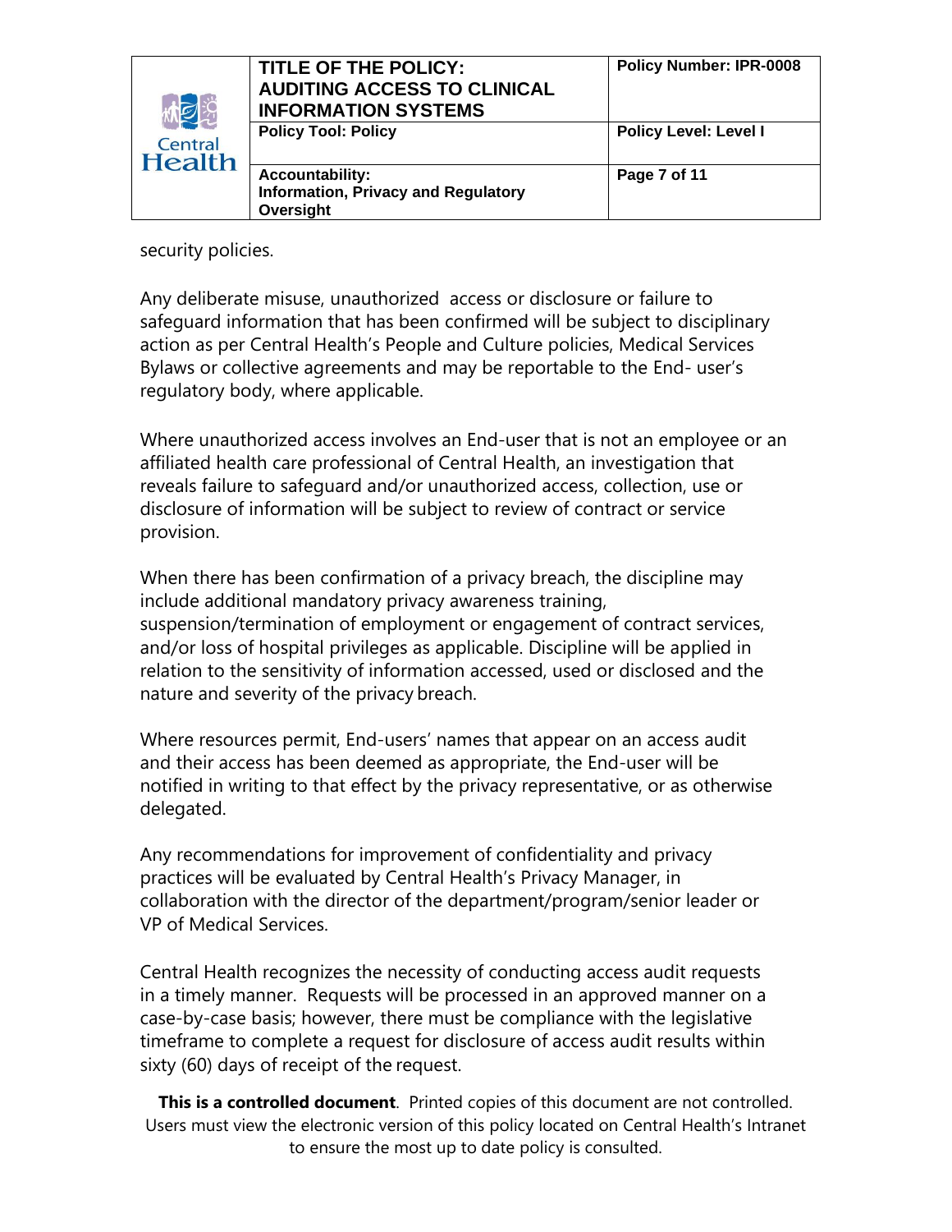security policies.

Any deliberate misuse, unauthorized access or disclosure or failure to safeguard information that has been confirmed will be subject to disciplinary action as per Central Health's People and Culture policies, Medical Services Bylaws or collective agreements and may be reportable to the End- user's regulatory body, where applicable.

Where unauthorized access involves an End-user that is not an employee or an affiliated health care professional of Central Health, an investigation that reveals failure to safeguard and/or unauthorized access, collection, use or disclosure of information will be subject to review of contract or service provision.

When there has been confirmation of a privacy breach, the discipline may include additional mandatory privacy awareness training, suspension/termination of employment or engagement of contract services, and/or loss of hospital privileges as applicable. Discipline will be applied in relation to the sensitivity of information accessed, used or disclosed and the nature and severity of the privacy breach.

Where resources permit, End-users' names that appear on an access audit and their access has been deemed as appropriate, the End-user will be notified in writing to that effect by the privacy representative, or as otherwise delegated.

Any recommendations for improvement of confidentiality and privacy practices will be evaluated by Central Health's Privacy Manager, in collaboration with the director of the department/program/senior leader or VP of Medical Services.

Central Health recognizes the necessity of conducting access audit requests in a timely manner. Requests will be processed in an approved manner on a case-by-case basis; however, there must be compliance with the legislative timeframe to complete a request for disclosure of access audit results within sixty (60) days of receipt of the request.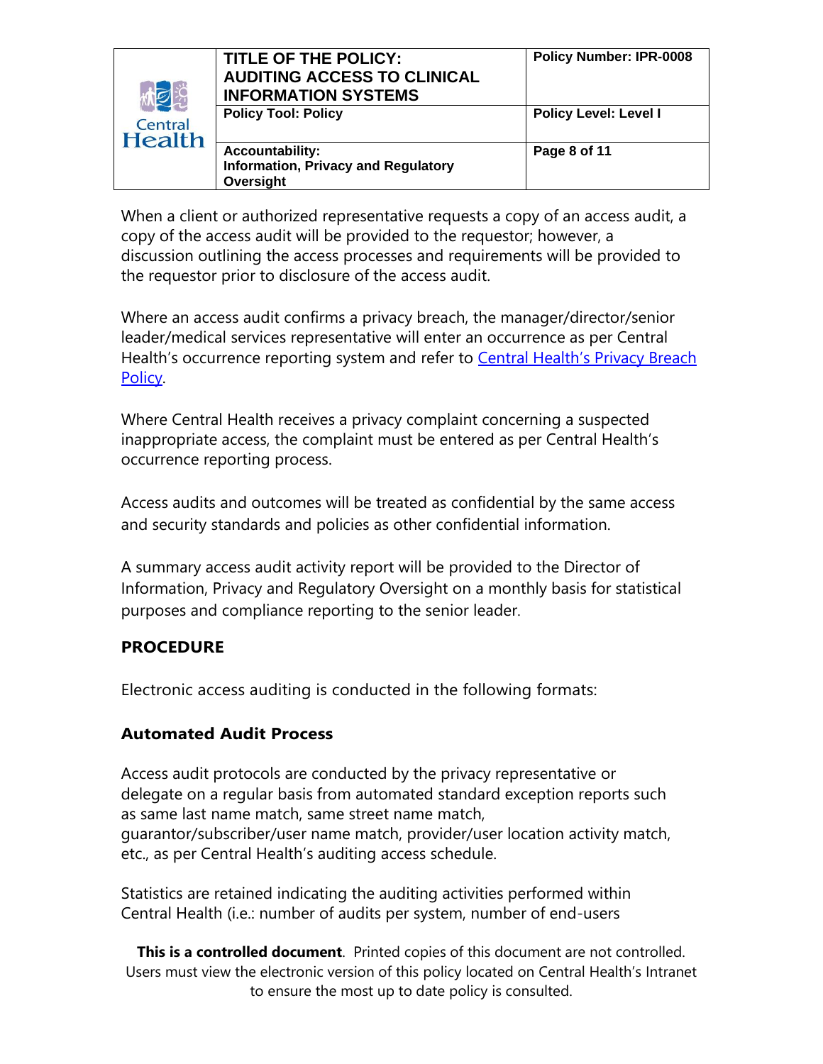When a client or authorized representative requests a copy of an access audit, a copy of the access audit will be provided to the requestor; however, a discussion outlining the access processes and requirements will be provided to the requestor prior to disclosure of the access audit.

Where an access audit confirms a privacy breach, the manager/director/senior leader/medical services representative will enter an occurrence as per Central Health's occurrence reporting system and refer to [Central Health's Privacy Breach Policy](#).

Where Central Health receives a privacy complaint concerning a suspected inappropriate access, the complaint must be entered as per Central Health's occurrence reporting process.

Access audits and outcomes will be treated as confidential by the same access and security standards and policies as other confidential information.

A summary access audit activity report will be provided to the Director of Information, Privacy and Regulatory Oversight on a monthly basis for statistical purposes and compliance reporting to the senior leader.

## PROCEDURE

Electronic access auditing is conducted in the following formats:

### Automated Audit Process

Access audit protocols are conducted by the privacy representative or delegate on a regular basis from automated standard exception reports such as same last name match, same street name match, guarantor/subscriber/user name match, provider/user location activity match, etc., as per Central Health's auditing access schedule.

Statistics are retained indicating the auditing activities performed within Central Health (i.e.: number of audits per system, number of end-users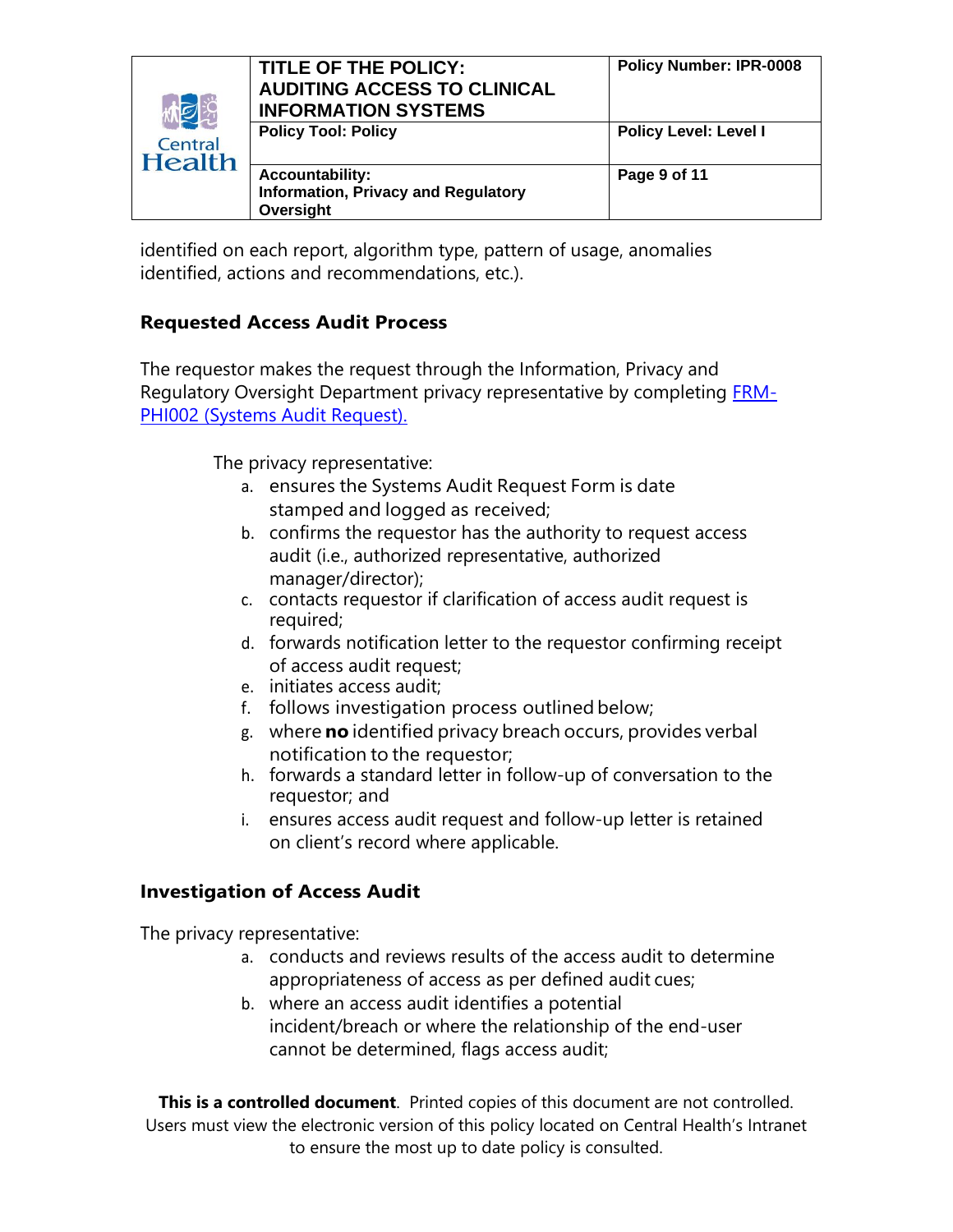identified on each report, algorithm type, pattern of usage, anomalies identified, actions and recommendations, etc.).

## Requested Access Audit Process

The requestor makes the request through the Information, Privacy and Regulatory Oversight Department privacy representative by completing [FRM-PHI002 (Systems Audit Request).]()

The privacy representative:

a. ensures the Systems Audit Request Form is date stamped and logged as received;
b. confirms the requestor has the authority to request access audit (i.e., authorized representative, authorized manager/director);
c. contacts requestor if clarification of access audit request is required;
d. forwards notification letter to the requestor confirming receipt of access audit request;
e. initiates access audit;
f. follows investigation process outlined below;
g. where **no** identified privacy breach occurs, provides verbal notification to the requestor;
h. forwards a standard letter in follow-up of conversation to the requestor; and
i. ensures access audit request and follow-up letter is retained on client's record where applicable.

## Investigation of Access Audit

The privacy representative:

a. conducts and reviews results of the access audit to determine appropriateness of access as per defined audit cues;
b. where an access audit identifies a potential incident/breach or where the relationship of the end-user cannot be determined, flags access audit;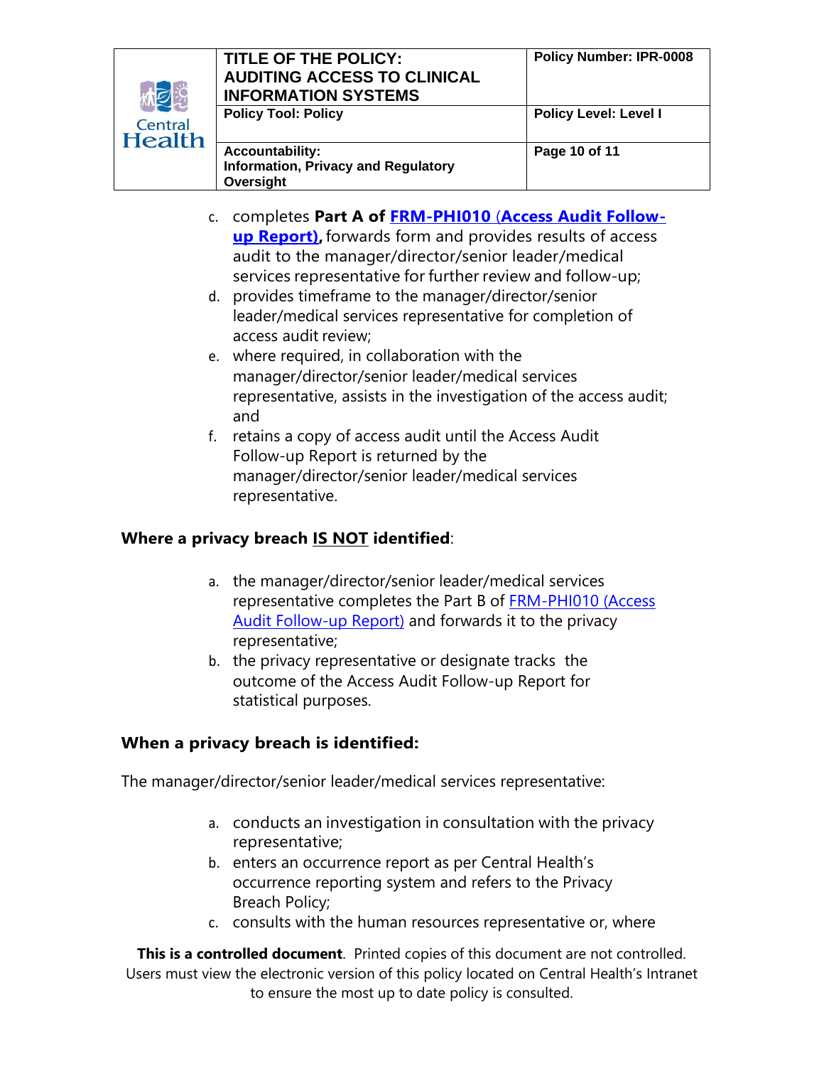c. completes **Part A of FRM-PHI010 (Access Audit Follow-up Report),** forwards form and provides results of access audit to the manager/director/senior leader/medical services representative for further review and follow-up;
d. provides timeframe to the manager/director/senior leader/medical services representative for completion of access audit review;
e. where required, in collaboration with the manager/director/senior leader/medical services representative, assists in the investigation of the access audit; and
f. retains a copy of access audit until the Access Audit Follow-up Report is returned by the manager/director/senior leader/medical services representative.

**Where a privacy breach IS NOT identified**:

a. the manager/director/senior leader/medical services representative completes the Part B of FRM-PHI010 (Access Audit Follow-up Report) and forwards it to the privacy representative;
b. the privacy representative or designate tracks the outcome of the Access Audit Follow-up Report for statistical purposes.

**When a privacy breach is identified:**

The manager/director/senior leader/medical services representative:

a. conducts an investigation in consultation with the privacy representative;
b. enters an occurrence report as per Central Health's occurrence reporting system and refers to the Privacy Breach Policy;
c. consults with the human resources representative or, where

**This is a controlled document**. Printed copies of this document are not controlled. Users must view the electronic version of this policy located on Central Health's Intranet to ensure the most up to date policy is consulted.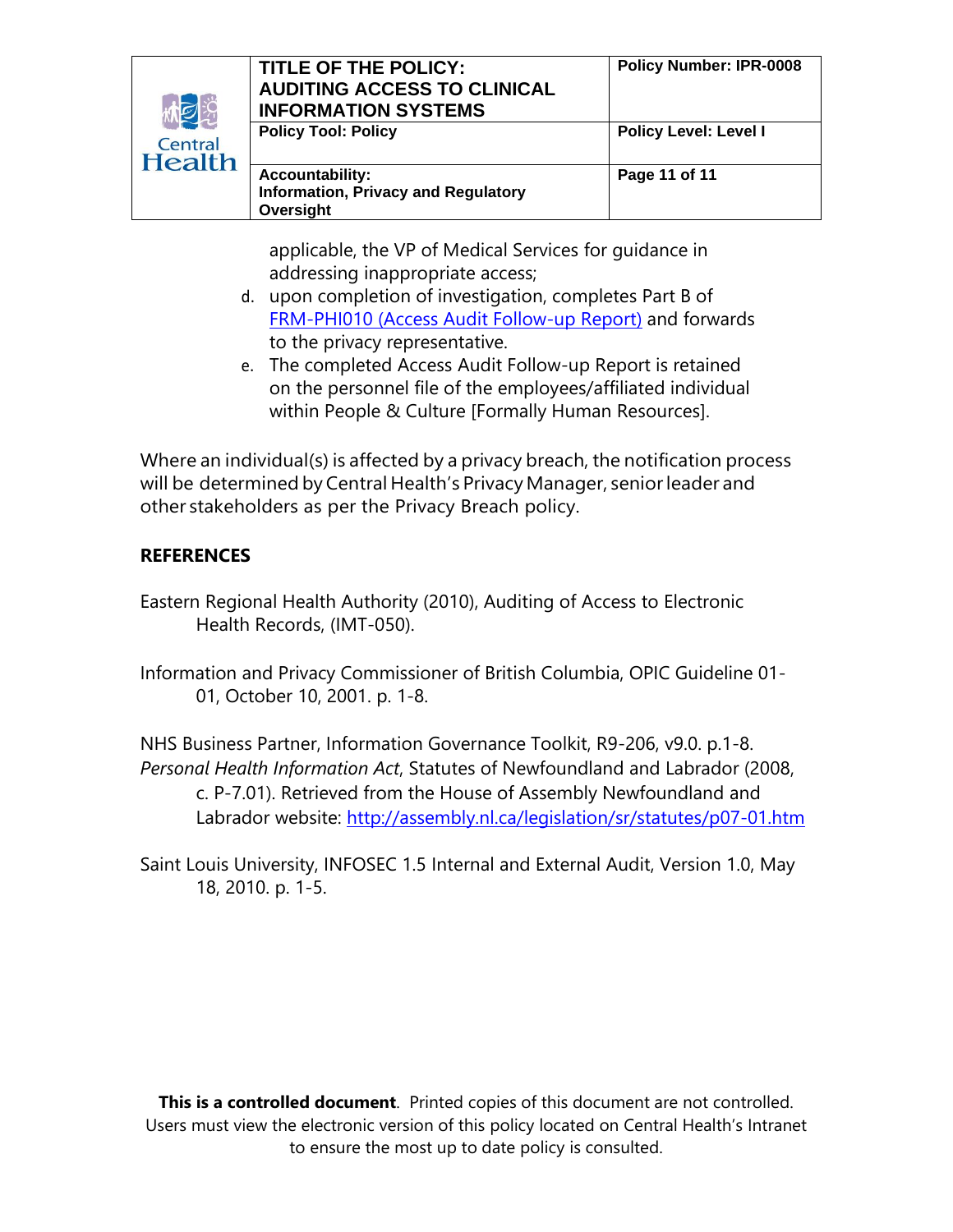applicable, the VP of Medical Services for guidance in addressing inappropriate access;

d. upon completion of investigation, completes Part B of [FRM-PHI010 (Access Audit Follow-up Report)](FRM-PHI010) and forwards to the privacy representative.

e. The completed Access Audit Follow-up Report is retained on the personnel file of the employees/affiliated individual within People & Culture [Formally Human Resources].

Where an individual(s) is affected by a privacy breach, the notification process will be determined by Central Health's Privacy Manager, senior leader and other stakeholders as per the Privacy Breach policy.

## REFERENCES

Eastern Regional Health Authority (2010), Auditing of Access to Electronic Health Records, (IMT-050).

Information and Privacy Commissioner of British Columbia, OPIC Guideline 01-01, October 10, 2001. p. 1-8.

NHS Business Partner, Information Governance Toolkit, R9-206, v9.0. p.1-8.
*Personal Health Information Act*, Statutes of Newfoundland and Labrador (2008, c. P-7.01). Retrieved from the House of Assembly Newfoundland and Labrador website: http://assembly.nl.ca/legislation/sr/statutes/p07-01.htm

Saint Louis University, INFOSEC 1.5 Internal and External Audit, Version 1.0, May 18, 2010. p. 1-5.

**This is a controlled document**. Printed copies of this document are not controlled. Users must view the electronic version of this policy located on Central Health's Intranet to ensure the most up to date policy is consulted.